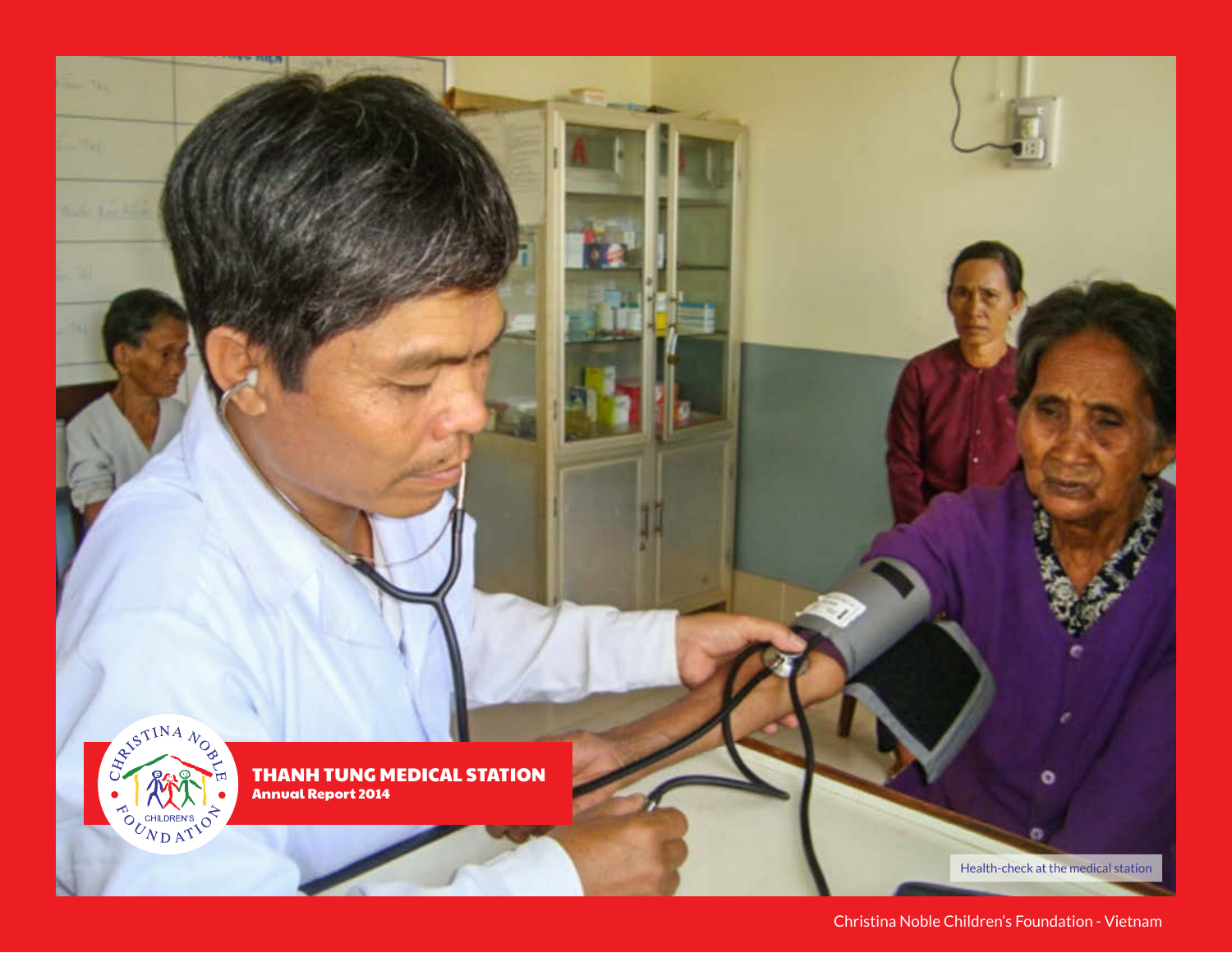# THANH TUNG MEDICAL STATION

**Annual Report 2014**

Health-check at the medical station

Christina Noble Children's Foundation - Vietnam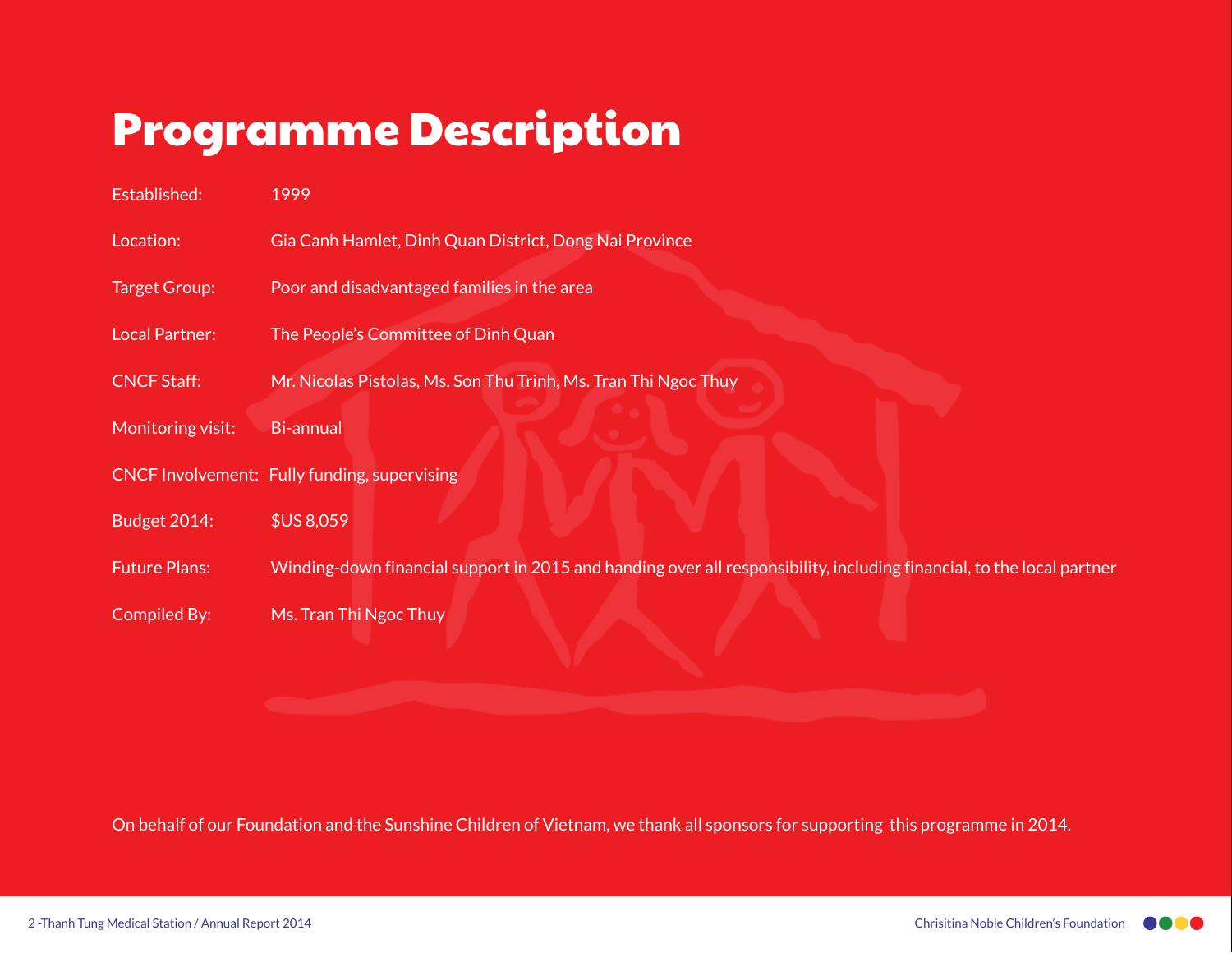# Programme Description

| | |
|---|---|
| Established: | 1999 |
| Location: | Gia Canh Hamlet, Dinh Quan District, Dong Nai Province |
| Target Group: | Poor and disadvantaged families in the area |
| Local Partner: | The People's Committee of Dinh Quan |
| CNCF Staff: | Mr. Nicolas Pistolas, Ms. Son Thu Trinh, Ms. Tran Thi Ngoc Thuy |
| Monitoring visit: | Bi-annual |
| CNCF Involvement: | Fully funding, supervising |
| Budget 2014: | $US 8,059 |
| Future Plans: | Winding-down financial support in 2015 and handing over all responsibility, including financial, to the local partner |
| Compiled By: | Ms. Tran Thi Ngoc Thuy |

On behalf of our Foundation and the Sunshine Children of Vietnam, we thank all sponsors for supporting this programme in 2014.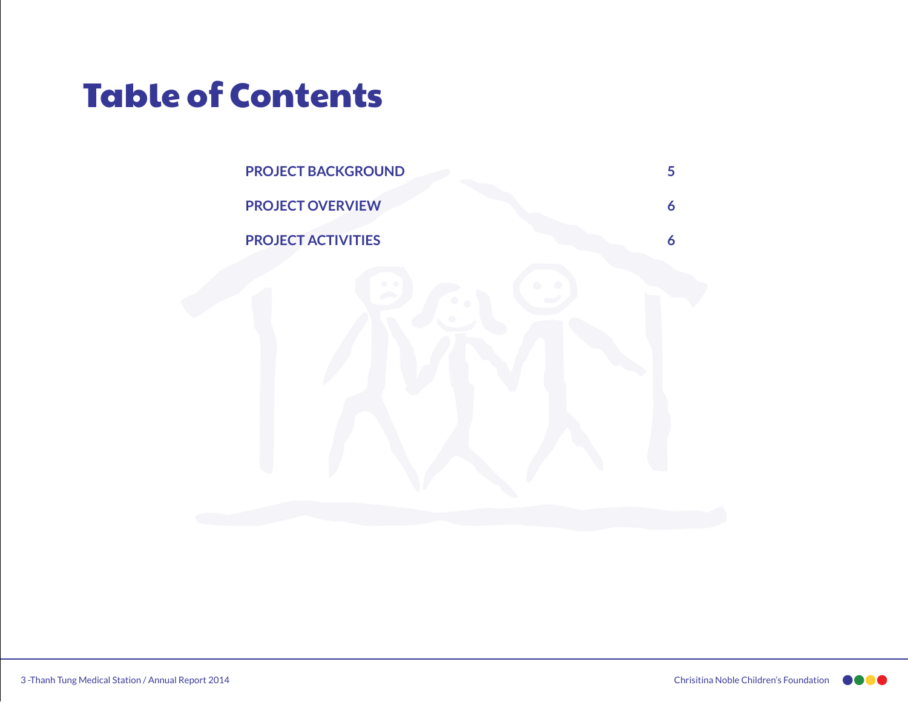# Table of Contents

| | |
|---|---|
| PROJECT BACKGROUND | 5 |
| PROJECT OVERVIEW | 6 |
| PROJECT ACTIVITIES | 6 |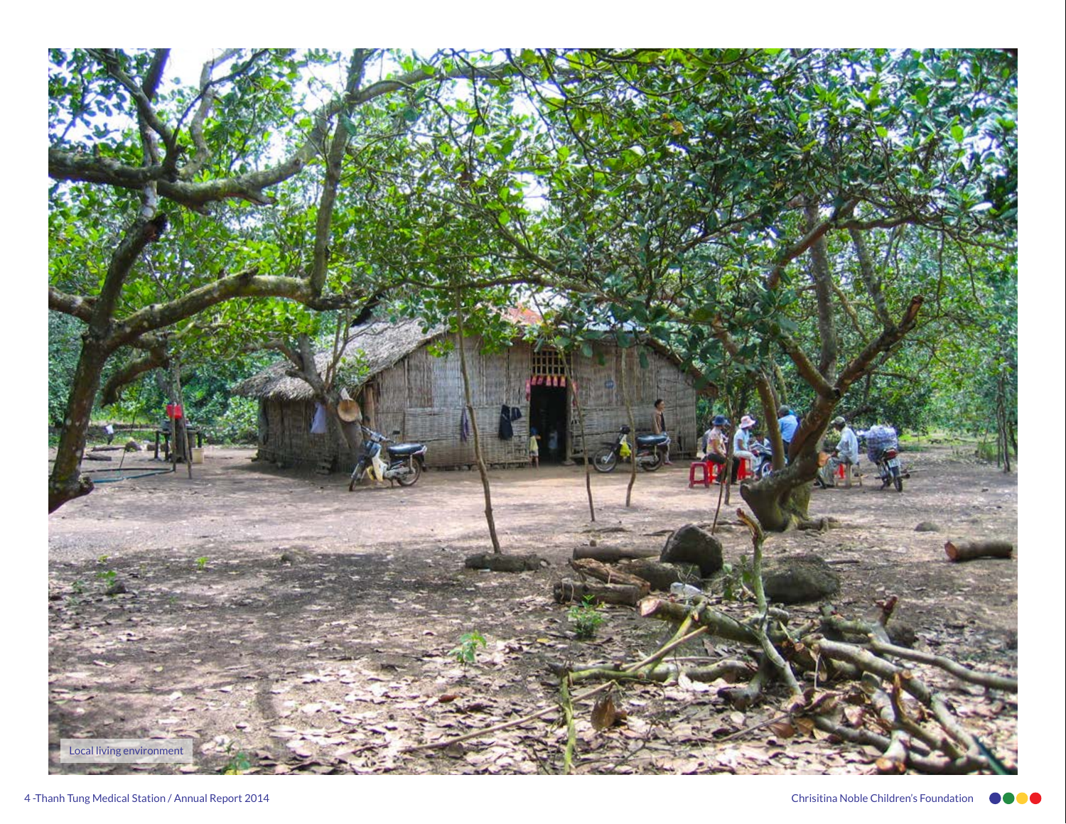Local living environment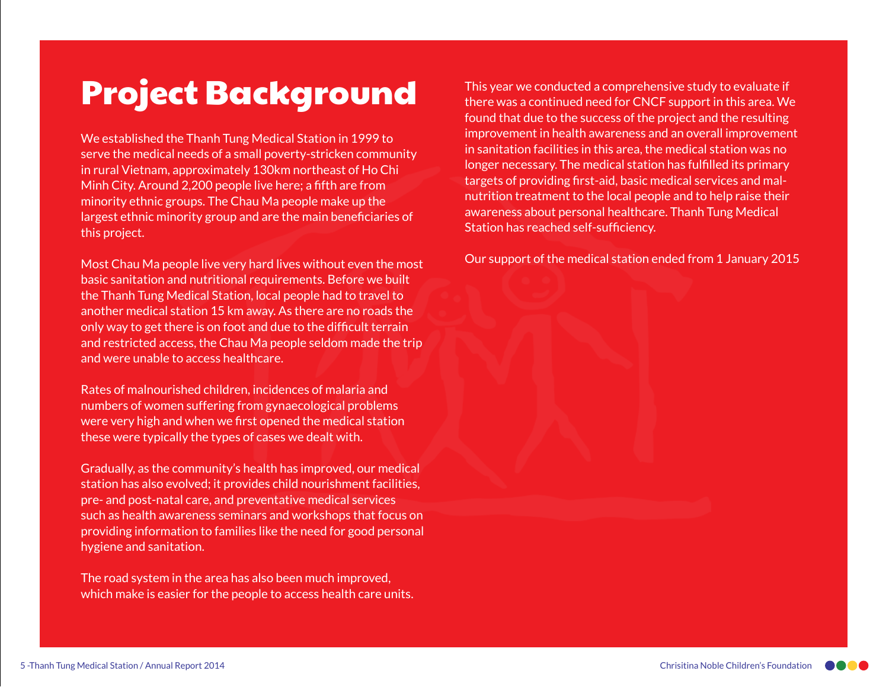# Project Background

We established the Thanh Tung Medical Station in 1999 to serve the medical needs of a small poverty-stricken community in rural Vietnam, approximately 130km northeast of Ho Chi Minh City. Around 2,200 people live here; a fifth are from minority ethnic groups. The Chau Ma make up the largest ethnic minority group and are the main beneficiaries of this project.

Most Chau Ma people live very hard lives without even the most basic sanitation and nutritional requirements. Before we built the Thanh Tung Medical Station, local people had to travel to another medical station 15 km away. As there are no roads the only way to get there is on foot and due to the difficult terrain and restricted access, the Chau Ma people seldom made the trip and were unable to access healthcare.

Rates of malnourished children, incidences of malaria and numbers of women suffering from gynaecological problems were very high and when we first opened the medical station these were typically the types of cases we dealt with.

Gradually, as the community's health has improved, our medical station has also evolved; it provides child nourishment facilities, pre- and post-natal care, and preventative medical services such as health awareness seminars and workshops that focus on providing information to families like the need for good personal hygiene and sanitation.

The road system in the area has also been much improved, which make is easier for the people to access health care units.

This year we conducted a comprehensive study to evaluate if there was a continued need for CNCF support in this area. We found that due to the success of the project and the resulting improvement in health awareness and an overall improvement in sanitation facilities in this area, the medical station was no longer necessary. The medical station has fulfilled its primary targets of providing first-aid, basic medical services and malnutrition treatment to the local people and to help raise their awareness about personal healthcare. Thanh Tung Medical Station has reached self-sufficiency.

Our support of the medical station ended from 1 January 2015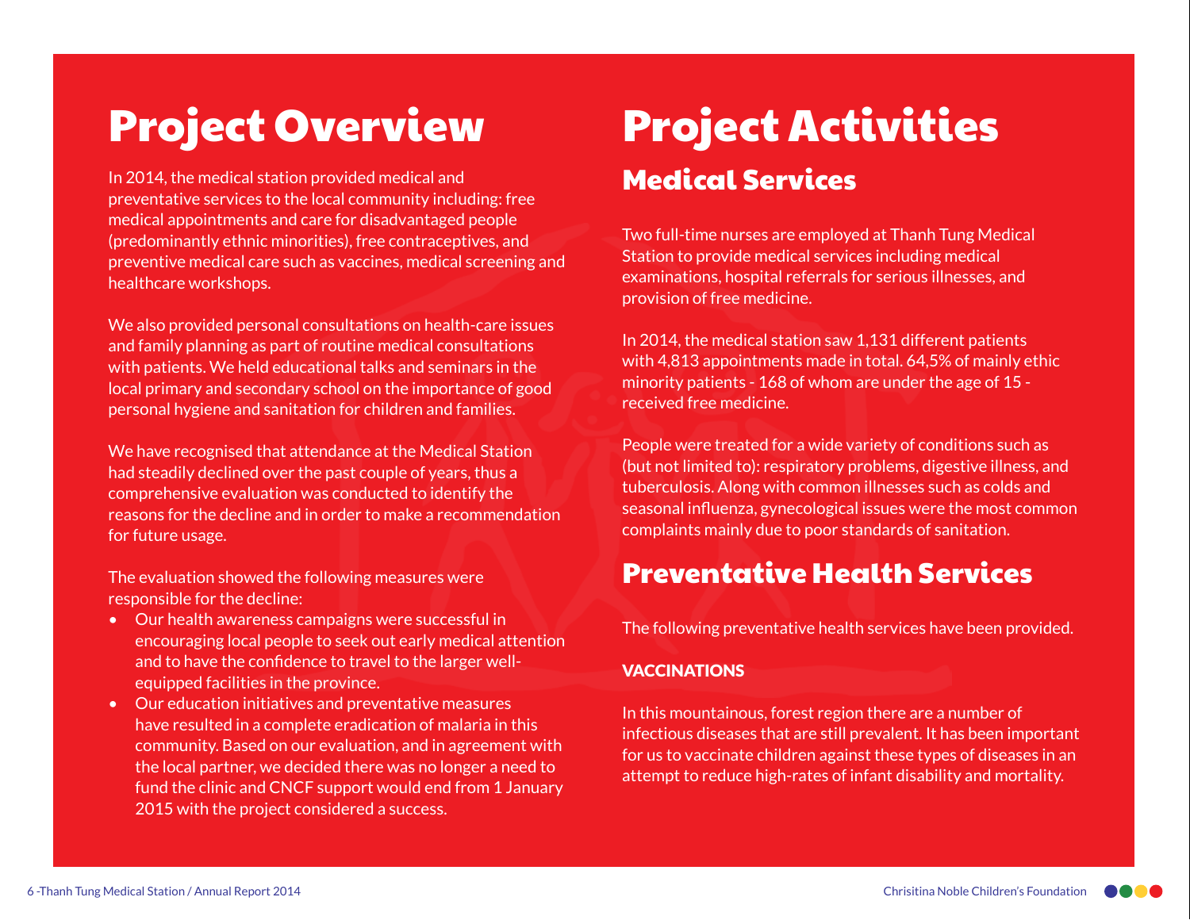# Project Overview

In 2014, the medical station provided medical and preventative services to the local community including: free medical appointments and care for disadvantaged people (predominantly ethnic minorities), free contraceptives, and preventive medical care such as vaccines, medical screening and healthcare workshops.

We also provided personal consultations on health-care issues and family planning as part of routine medical consultations with patients. We held educational talks and seminars in the local primary and secondary school on the importance of good personal hygiene and sanitation for children and families.

We have recognised that attendance at the Medical Station had steadily declined over the past couple of years, thus a comprehensive evaluation was conducted to identify the reasons for the decline and in order to make a recommendation for future usage.

The evaluation showed the following measures were responsible for the decline:

- Our health awareness campaigns were successful in encouraging local people to seek out early medical attention and to have the confidence to travel to the larger well-equipped facilities in the province.
- Our education initiatives and preventative measures have resulted in a complete eradication of malaria in this community. Based on our evaluation, and in agreement with the local partner, we decided there was no longer a need to fund the clinic and CNCF support would end from 1 January 2015 with the project considered a success.

# Project Activities

## Medical Services

Two full-time nurses are employed at Thanh Tung Medical Station to provide medical services including medical examinations, hospital referrals for serious illnesses, and provision of free medicine.

In 2014, the medical station saw 1,131 different patients with 4,813 appointments made in total. 64,5% of mainly ethic minority patients - 168 of whom are under the age of 15 - received free medicine.

People were treated for a wide variety of conditions such as (but not limited to): respiratory problems, digestive illness, and tuberculosis. Along with common illnesses such as colds and seasonal influenza, gynecological issues were the most common complaints mainly due to poor standards of sanitation.

## Preventative Health Services

The following preventative health services have been provided.

**VACCINATIONS**

In this mountainous, forest region there are a number of infectious diseases that are still prevalent. It has been important for us to vaccinate children against these types of diseases in an attempt to reduce high-rates of infant disability and mortality.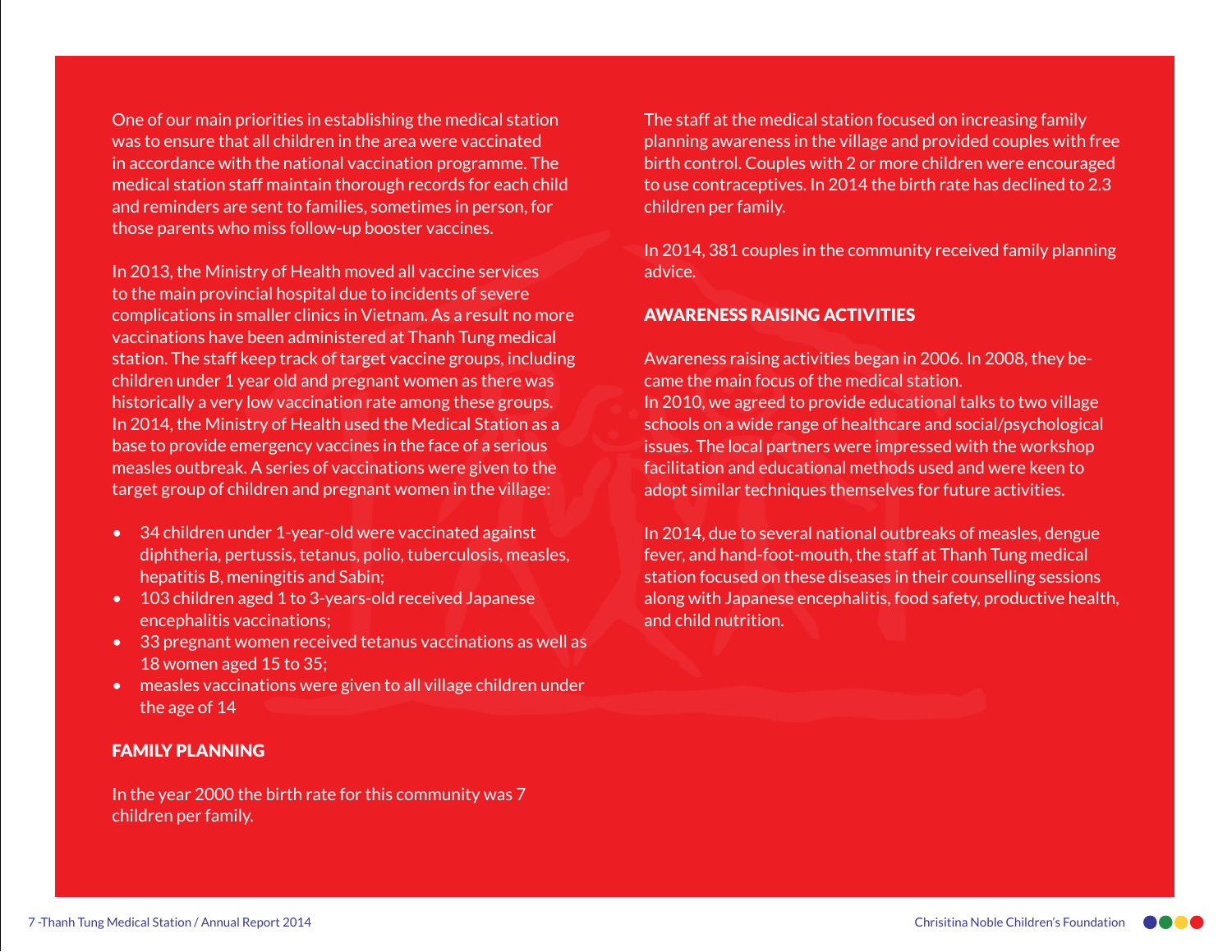One of our main priorities in establishing the medical station was to ensure that all children in the area were vaccinated in accordance with the national vaccination programme. The medical station staff maintain thorough records for each child and reminders are sent to families, sometimes in person, for those parents who miss follow-up booster vaccines.

In 2013, the Ministry of Health moved all vaccine services to the main provincial hospital due to incidents of severe complications in smaller clinics in Vietnam. As a result no more vaccinations have been administered at Thanh Tung medical station. The staff keep track of target vaccine groups, including children under 1 year old and pregnant women as there was historically a very low vaccination rate among these groups. In 2014, the Ministry of Health used the Medical Station as a base to provide emergency vaccines in the face of a serious measles outbreak. A series of vaccinations were given to the target group of children and pregnant women in the village:

- 34 children under 1-year-old were vaccinated against diphtheria, pertussis, tetanus, polio, tuberculosis, measles, hepatitis B, meningitis and Sabin;
- 103 children aged 1 to 3-years-old received Japanese encephalitis vaccinations;
- 33 pregnant women received tetanus vaccinations as well as 18 women aged 15 to 35;
- measles vaccinations were given to all village children under the age of 14

## FAMILY PLANNING

In the year 2000 the birth rate for this community was 7 children per family.

The staff at the medical station focused on increasing family planning awareness in the village and provided couples with free birth control. Couples with 2 or more children were encouraged to use contraceptives. In 2014 the birth rate has declined to 2.3 children per family.

In 2014, 381 couples in the community received family planning advice.

## AWARENESS RAISING ACTIVITIES

Awareness raising activities began in 2006. In 2008, they became the main focus of the medical station.
In 2010, we agreed to provide educational talks to two village schools on a wide range of healthcare and social/psychological issues. The local partners were impressed with the workshop facilitation and educational methods used and were keen to adopt similar techniques themselves for future activities.

In 2014, due to several national outbreaks of measles, dengue fever, and hand-foot-mouth, the staff at Thanh Tung medical station focused on these diseases in their counselling sessions along with Japanese encephalitis, food safety, productive health, and child nutrition.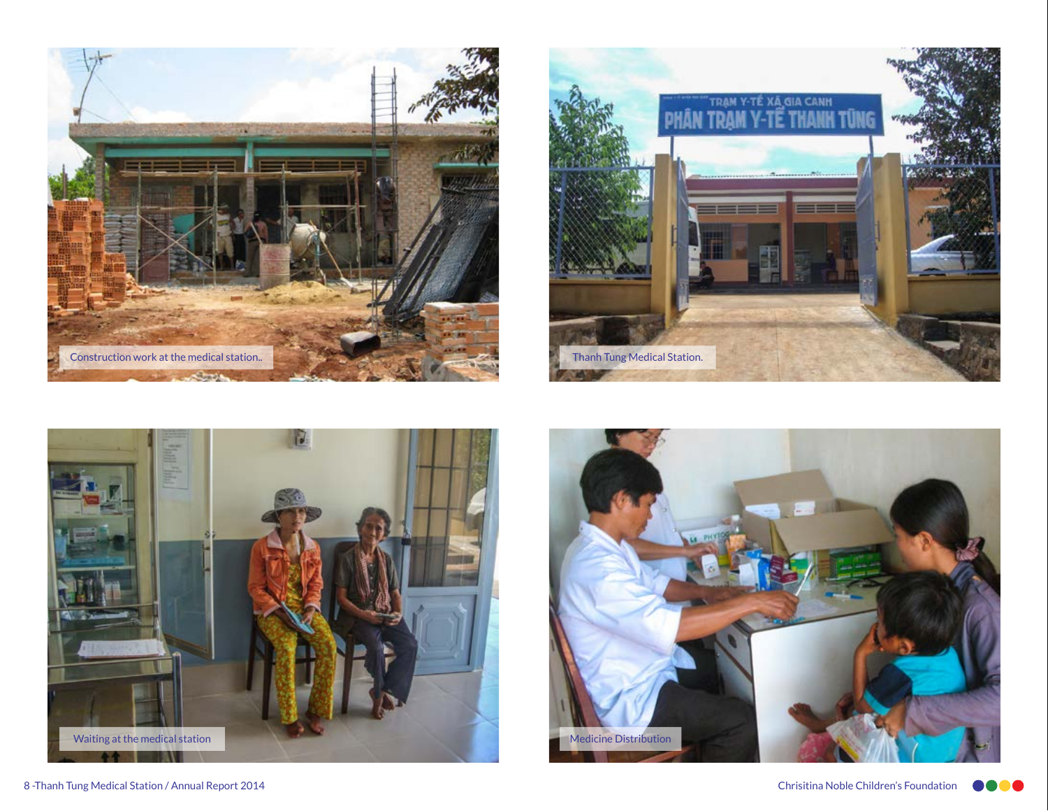Construction work at the medical station..

Thanh Tung Medical Station.

Waiting at the medical station

Medicine Distribution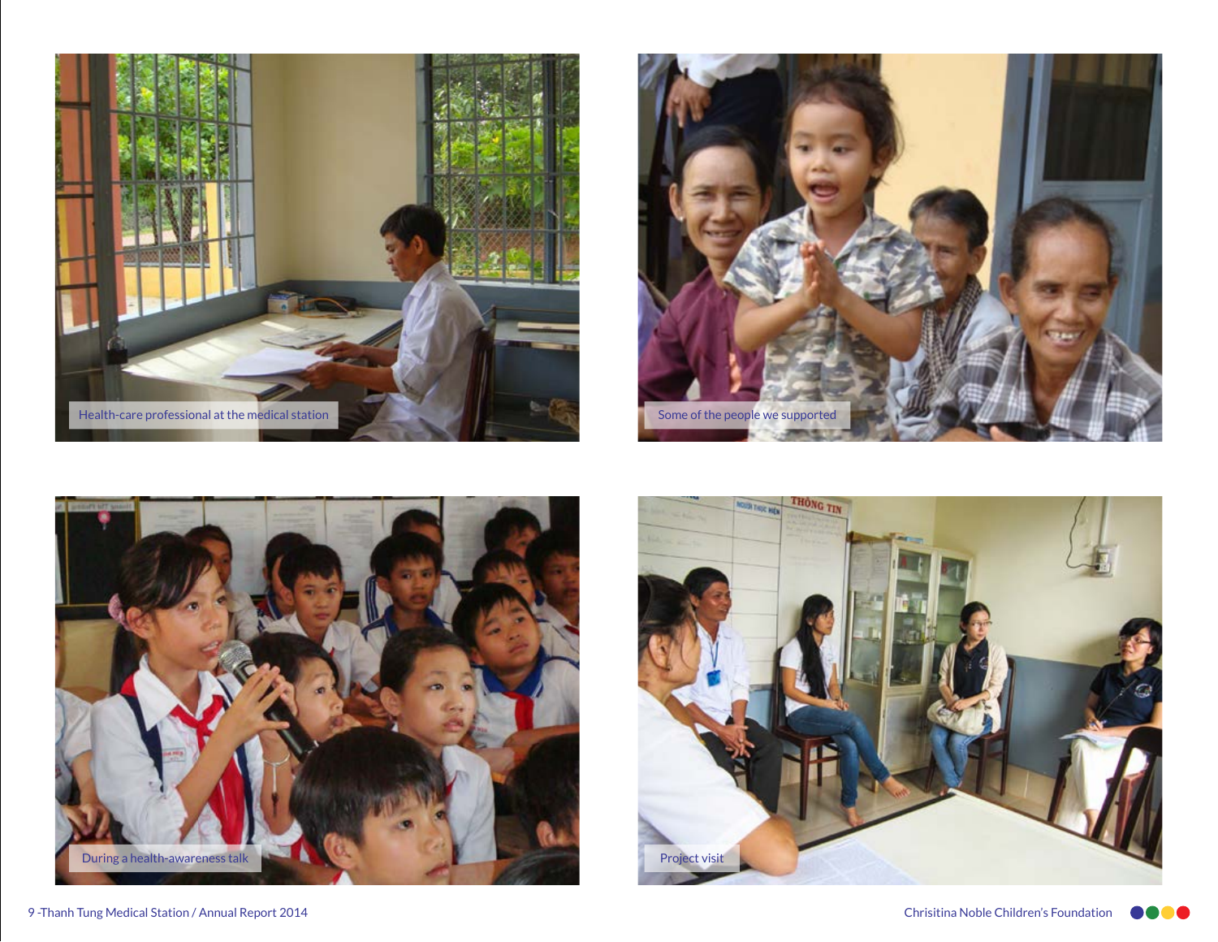Health-care professional at the medical station

Some of the people we supported

During a health-awareness talk

Project visit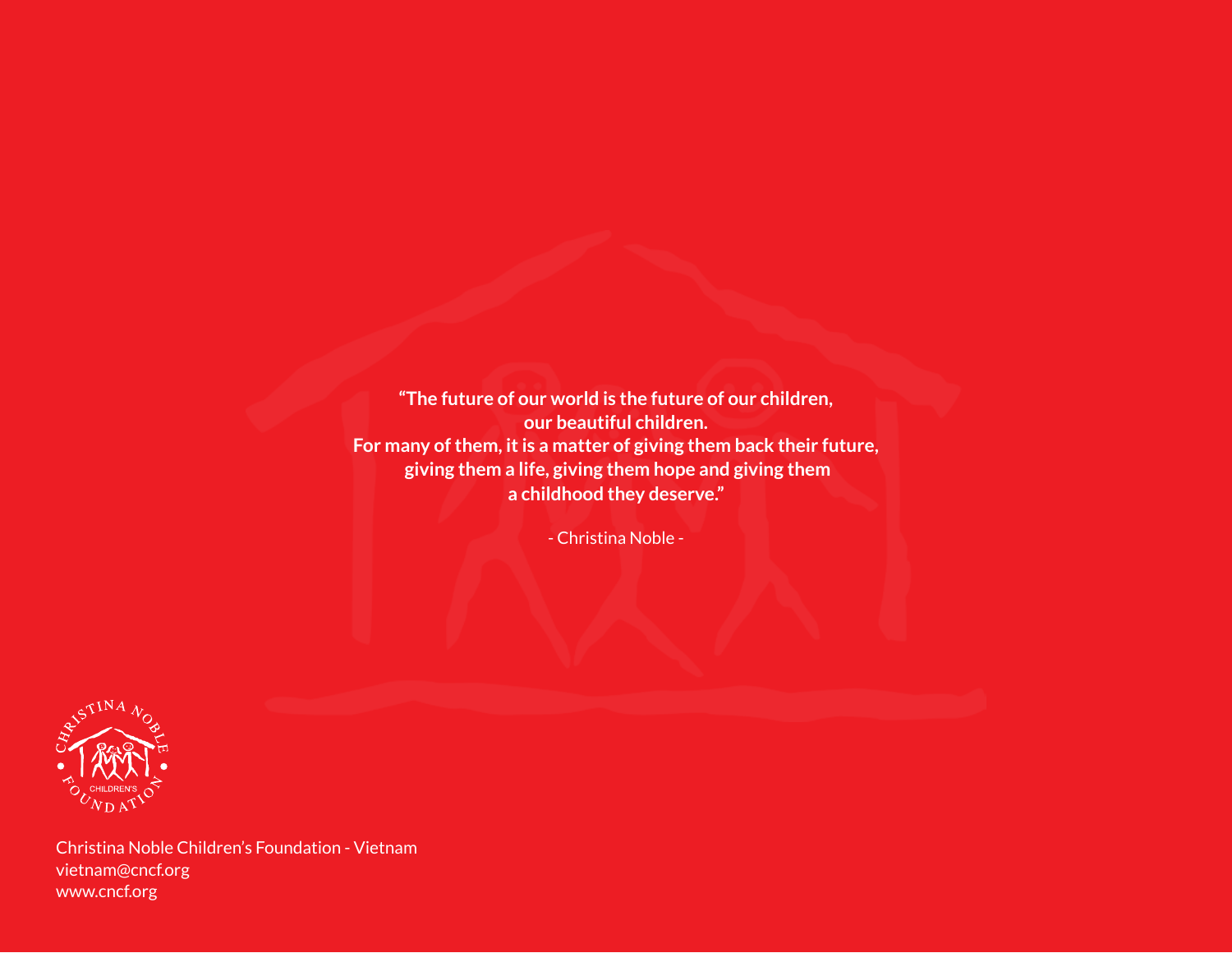**"The future of our world is the future of our children, our beautiful children. For many of them, it is a matter of giving them back their future, giving them a life, giving them hope and giving them a childhood they deserve."**

- Christina Noble -

Christina Noble Children's Foundation - Vietnam
vietnam@cncf.org
www.cncf.org